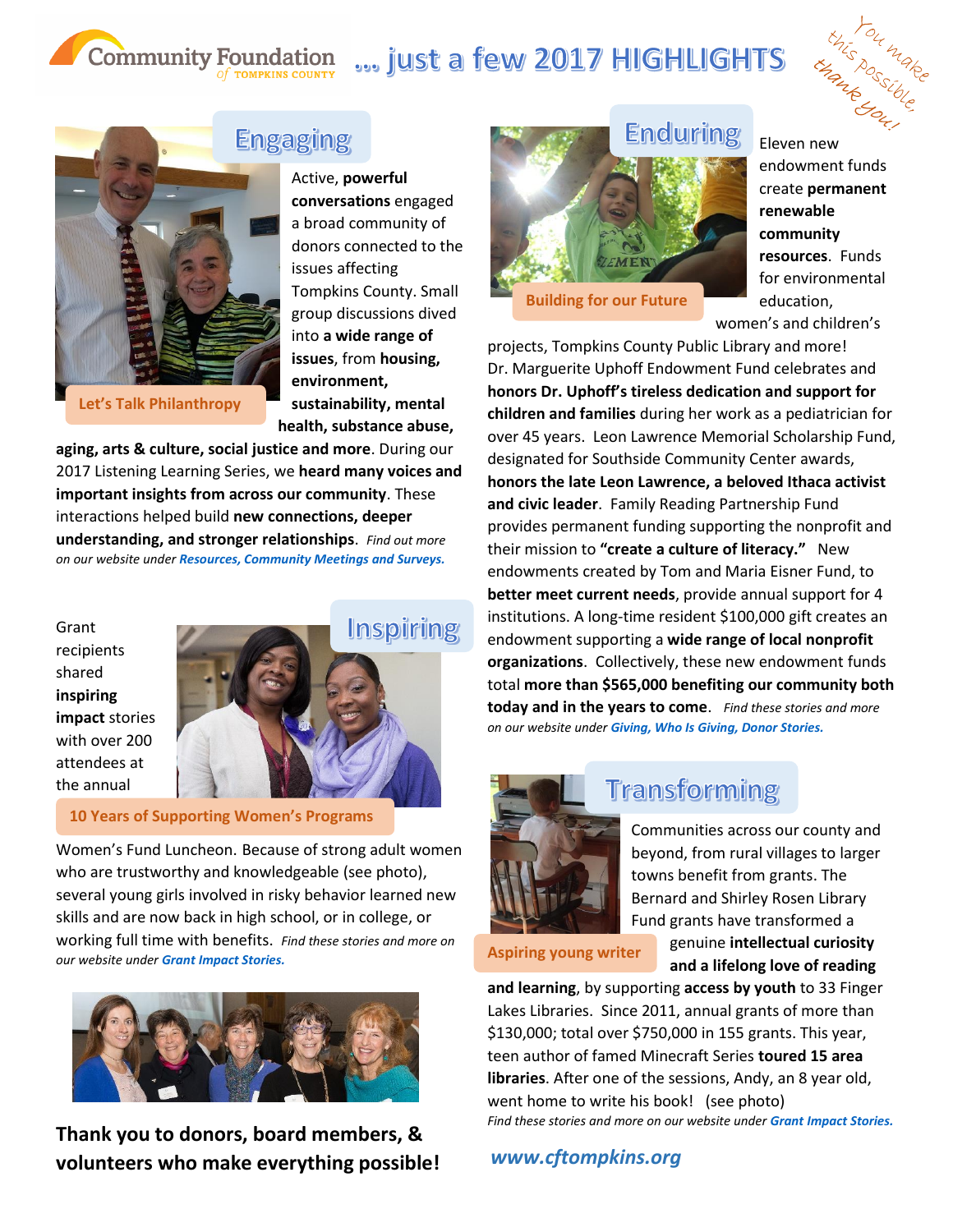# Community Foundation of Tompkins County ... just a few 2017 HIGHLIGHTS

*You make this possible, thank you!*

## Engaging

Let's Talk Philanthropy

Active, **powerful conversations** engaged a broad community of donors connected to the issues affecting Tompkins County. Small group discussions dived into **a wide range of issues**, from **housing, environment, sustainability, mental health, substance abuse, aging, arts & culture, social justice and more**. During our 2017 Listening Learning Series, we **heard many voices and important insights from across our community**. These interactions helped build **new connections, deeper understanding, and stronger relationships**. *Find out more on our website under **Resources, Community Meetings and Surveys.***

## Inspiring

10 Years of Supporting Women's Programs

Grant recipients shared **inspiring impact** stories with over 200 attendees at the annual Women's Fund Luncheon. Because of strong adult women who are trustworthy and knowledgeable (see photo), several young girls involved in risky behavior learned new skills and are now back in high school, or in college, or working full time with benefits. *Find these stories and more on our website under **Grant Impact Stories.***

**Thank you to donors, board members, & volunteers who make everything possible!**

## Enduring

Building for our Future

Eleven new endowment funds create **permanent renewable community resources**. Funds for environmental education, women's and children's projects, Tompkins County Public Library and more! Dr. Marguerite Uphoff Endowment Fund celebrates and **honors Dr. Uphoff's tireless dedication and support for children and families** during her work as a pediatrician for over 45 years. Leon Lawrence Memorial Scholarship Fund, designated for Southside Community Center awards, **honors the late Leon Lawrence, a beloved Ithaca activist and civic leader**. Family Reading Partnership Fund provides permanent funding supporting the nonprofit and their mission to **"create a culture of literacy."** New endowments created by Tom and Maria Eisner Fund, to **better meet current needs**, provide annual support for 4 institutions. A long-time resident $100,000 gift creates an endowment supporting a **wide range of local nonprofit organizations**. Collectively, these new endowment funds total **more than $565,000 benefiting our community both today and in the years to come**. *Find these stories and more on our website under **Giving, Who Is Giving, Donor Stories.***

## Transforming

Aspiring young writer

Communities across our county and beyond, from rural villages to larger towns benefit from grants. The Bernard and Shirley Rosen Library Fund grants have transformed a genuine **intellectual curiosity and a lifelong love of reading and learning**, by supporting **access by youth** to 33 Finger Lakes Libraries. Since 2011, annual grants of more than $130,000; total over $750,000 in 155 grants. This year, teen author of famed Minecraft Series **toured 15 area libraries**. After one of the sessions, Andy, an 8 year old, went home to write his book! (see photo)

*Find these stories and more on our website under **Grant Impact Stories.***

***www.cftompkins.org***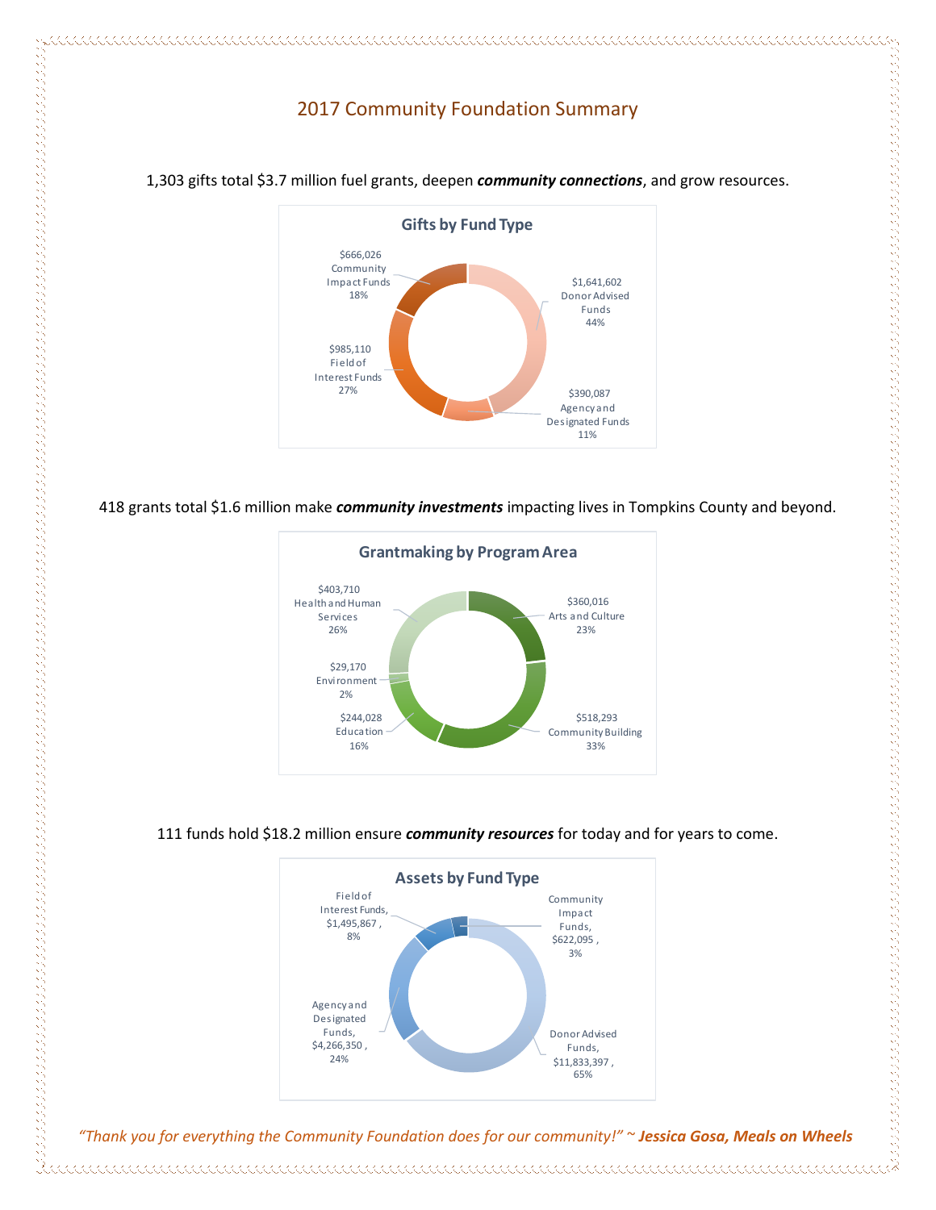# 2017 Community Foundation Summary

1,303 gifts total $3.7 million fuel grants, deepen ***community connections***, and grow resources.

**Gifts by Fund Type**

$666,026
Community Impact Funds
18%

$1,641,602
Donor Advised Funds
44%

$985,110
Field of Interest Funds
27%

$390,087
Agency and Designated Funds
11%

418 grants total $1.6 million make ***community investments*** impacting lives in Tompkins County and beyond.

**Grantmaking by Program Area**

$403,710
Health and Human Services
26%

$360,016
Arts and Culture
23%

$29,170
Environment
2%

$244,028
Education
16%

$518,293
Community Building
33%

111 funds hold $18.2 million ensure ***community resources*** for today and for years to come.

**Assets by Fund Type**

Field of Interest Funds, $1,495,867 , 8%

Community Impact Funds, $622,095 , 3%

Agency and Designated Funds, $4,266,350 , 24%

Donor Advised Funds, $11,833,397 , 65%

*"Thank you for everything the Community Foundation does for our community!" ~ **Jessica Gosa, Meals on Wheels***